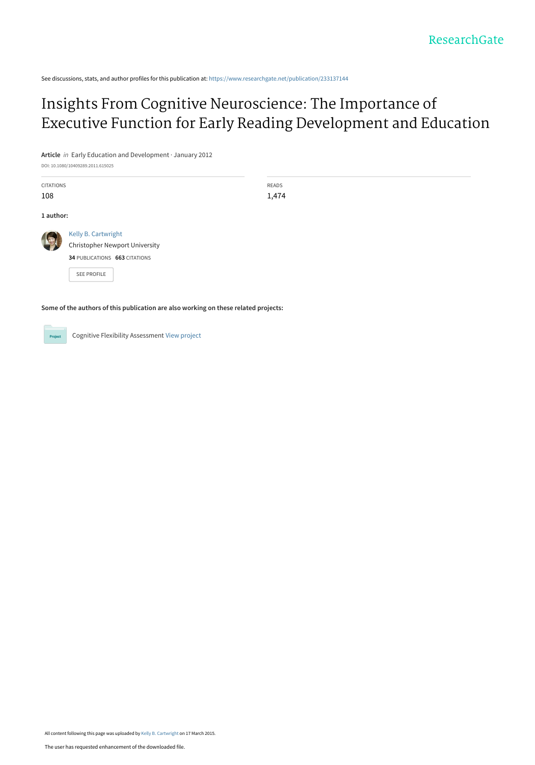See discussions, stats, and author profiles for this publication at: https://www.researchgate.net/publication/233137144

# Insights From Cognitive Neuroscience: The Importance of Executive Function for Early Reading Development and Education

**Article** *in* Early Education and Development · January 2012

DOI: 10.1080/10409289.2011.615025

| CITATIONS | READS |
| --- | --- |
| 108 | 1,474 |

**1 author:**

Kelly B. Cartwright
Christopher Newport University
**34** PUBLICATIONS **663** CITATIONS

SEE PROFILE

**Some of the authors of this publication are also working on these related projects:**

Cognitive Flexibility Assessment View project

All content following this page was uploaded by Kelly B. Cartwright on 17 March 2015.

The user has requested enhancement of the downloaded file.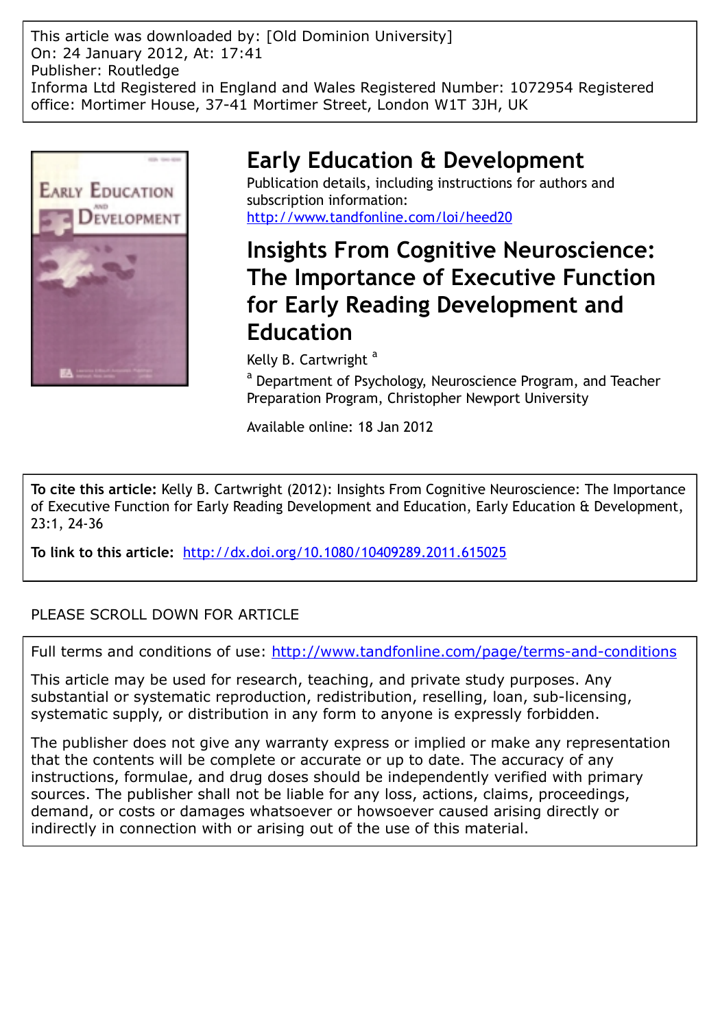This article was downloaded by: [Old Dominion University]
On: 24 January 2012, At: 17:41
Publisher: Routledge
Informa Ltd Registered in England and Wales Registered Number: 1072954 Registered office: Mortimer House, 37-41 Mortimer Street, London W1T 3JH, UK

# Early Education & Development

Publication details, including instructions for authors and subscription information:
http://www.tandfonline.com/loi/heed20

## Insights From Cognitive Neuroscience: The Importance of Executive Function for Early Reading Development and Education

Kelly B. Cartwright [a]

[a] Department of Psychology, Neuroscience Program, and Teacher Preparation Program, Christopher Newport University

Available online: 18 Jan 2012

**To cite this article:** Kelly B. Cartwright (2012): Insights From Cognitive Neuroscience: The Importance of Executive Function for Early Reading Development and Education, Early Education & Development, 23:1, 24-36

**To link to this article:** http://dx.doi.org/10.1080/10409289.2011.615025

PLEASE SCROLL DOWN FOR ARTICLE

Full terms and conditions of use: http://www.tandfonline.com/page/terms-and-conditions

This article may be used for research, teaching, and private study purposes. Any substantial or systematic reproduction, redistribution, reselling, loan, sub-licensing, systematic supply, or distribution in any form to anyone is expressly forbidden.

The publisher does not give any warranty express or implied or make any representation that the contents will be complete or accurate or up to date. The accuracy of any instructions, formulae, and drug doses should be independently verified with primary sources. The publisher shall not be liable for any loss, actions, claims, proceedings, demand, or costs or damages whatsoever or howsoever caused arising directly or indirectly in connection with or arising out of the use of this material.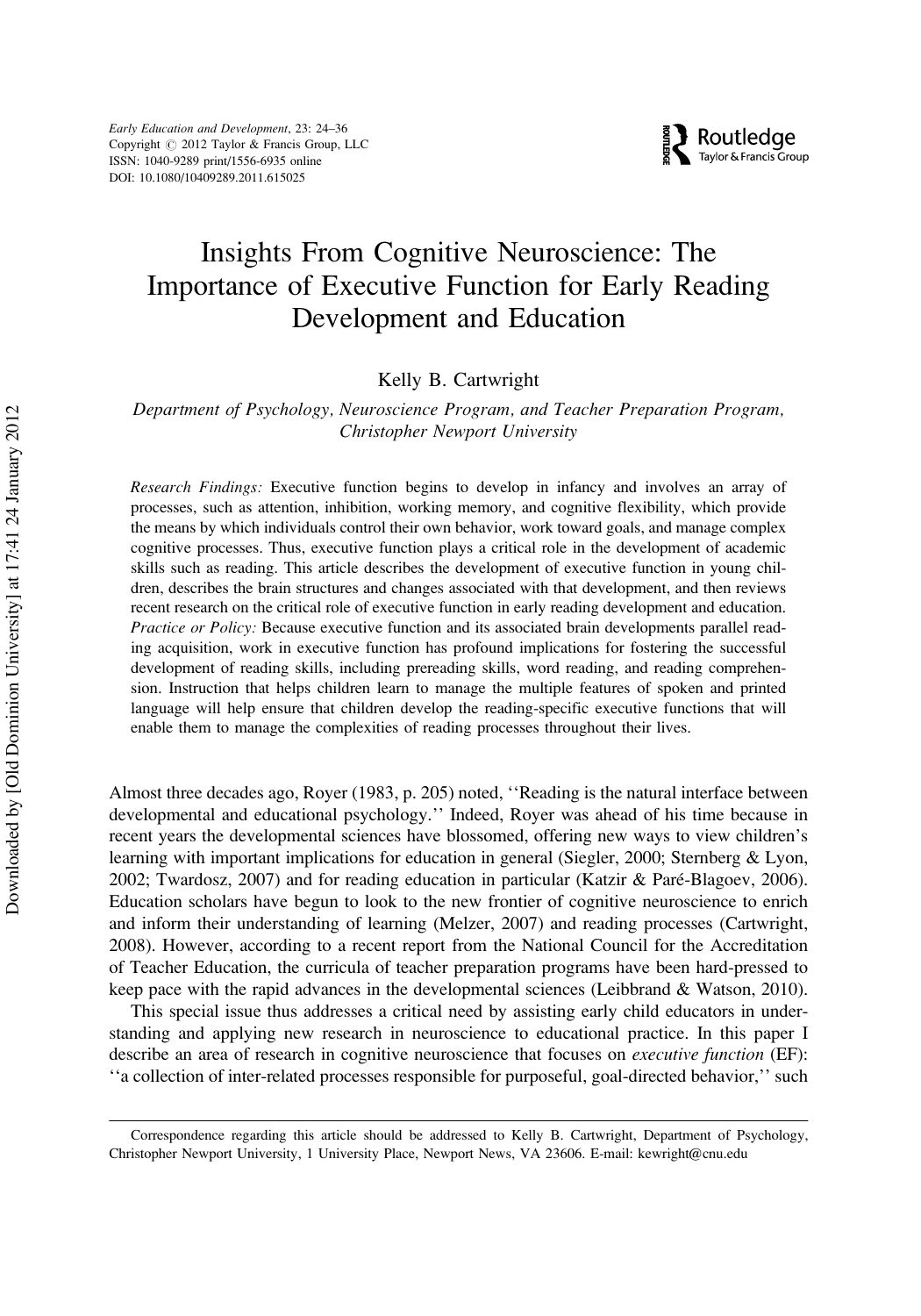# Insights From Cognitive Neuroscience: The Importance of Executive Function for Early Reading Development and Education

Kelly B. Cartwright

*Department of Psychology, Neuroscience Program, and Teacher Preparation Program, Christopher Newport University*

*Research Findings:* Executive function begins to develop in infancy and involves an array of processes, such as attention, inhibition, working memory, and cognitive flexibility, which provide the means by which individuals control their own behavior, work toward goals, and manage complex cognitive processes. Thus, executive function plays a critical role in the development of academic skills such as reading. This article describes the development of executive function in young children, describes the brain structures and changes associated with that development, and then reviews recent research on the critical role of executive function in early reading development and education. *Practice or Policy:* Because executive function and its associated brain developments parallel reading acquisition, work in executive function has profound implications for fostering the successful development of reading skills, including prereading skills, word reading, and reading comprehension. Instruction that helps children learn to manage the multiple features of spoken and printed language will help ensure that children develop the reading-specific executive functions that will enable them to manage the complexities of reading processes throughout their lives.

Almost three decades ago, Royer (1983, p. 205) noted, ''Reading is the natural interface between developmental and educational psychology.'' Indeed, Royer was ahead of his time because in recent years the developmental sciences have blossomed, offering new ways to view children's learning with important implications for education in general (Siegler, 2000; Sternberg & Lyon, 2002; Twardosz, 2007) and for reading education in particular (Katzir & Paré-Blagoev, 2006). Education scholars have begun to look to the new frontier of cognitive neuroscience to enrich and inform their understanding of learning (Melzer, 2007) and reading processes (Cartwright, 2008). However, according to a recent report from the National Council for the Accreditation of Teacher Education, the curricula of teacher preparation programs have been hard-pressed to keep pace with the rapid advances in the developmental sciences (Leibbrand & Watson, 2010).

This special issue thus addresses a critical need by assisting early child educators in understanding and applying new research in neuroscience to educational practice. In this paper I describe an area of research in cognitive neuroscience that focuses on *executive function* (EF): ''a collection of inter-related processes responsible for purposeful, goal-directed behavior,'' such

Correspondence regarding this article should be addressed to Kelly B. Cartwright, Department of Psychology, Christopher Newport University, 1 University Place, Newport News, VA 23606. E-mail: kewright@cnu.edu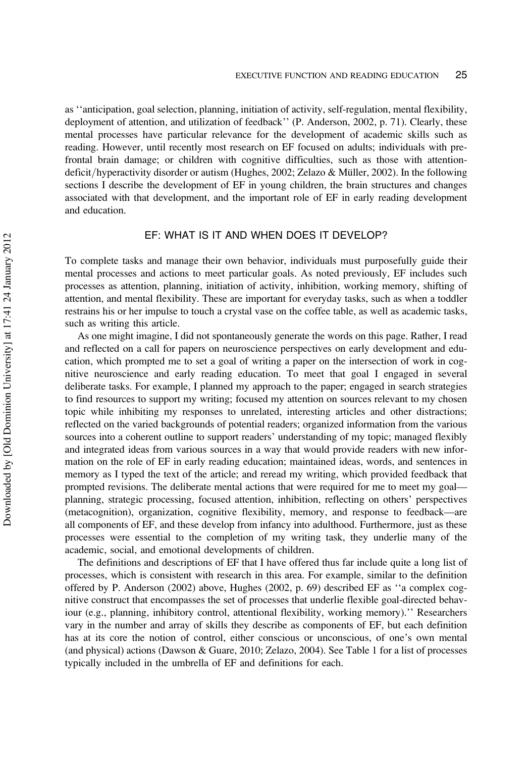as ‘‘anticipation, goal selection, planning, initiation of activity, self-regulation, mental flexibility, deployment of attention, and utilization of feedback’’ (P. Anderson, 2002, p. 71). Clearly, these mental processes have particular relevance for the development of academic skills such as reading. However, until recently most research on EF focused on adults; individuals with prefrontal brain damage; or children with cognitive difficulties, such as those with attention-deficit/hyperactivity disorder or autism (Hughes, 2002; Zelazo & Müller, 2002). In the following sections I describe the development of EF in young children, the brain structures and changes associated with that development, and the important role of EF in early reading development and education.

## EF: WHAT IS IT AND WHEN DOES IT DEVELOP?

To complete tasks and manage their own behavior, individuals must purposefully guide their mental processes and actions to meet particular goals. As noted previously, EF includes such processes as attention, planning, initiation of activity, inhibition, working memory, shifting of attention, and mental flexibility. These are important for everyday tasks, such as when a toddler restrains his or her impulse to touch a crystal vase on the coffee table, as well as academic tasks, such as writing this article.

As one might imagine, I did not spontaneously generate the words on this page. Rather, I read and reflected on a call for papers on neuroscience perspectives on early development and education, which prompted me to set a goal of writing a paper on the intersection of work in cognitive neuroscience and early reading education. To meet that goal I engaged in several deliberate tasks. For example, I planned my approach to the paper; engaged in search strategies to find resources to support my writing; focused my attention on sources relevant to my chosen topic while inhibiting my responses to unrelated, interesting articles and other distractions; reflected on the varied backgrounds of potential readers; organized information from the various sources into a coherent outline to support readers' understanding of my topic; managed flexibly and integrated ideas from various sources in a way that would provide readers with new information on the role of EF in early reading education; maintained ideas, words, and sentences in memory as I typed the text of the article; and reread my writing, which provided feedback that prompted revisions. The deliberate mental actions that were required for me to meet my goal—planning, strategic processing, focused attention, inhibition, reflecting on others' perspectives (metacognition), organization, cognitive flexibility, memory, and response to feedback—are all components of EF, and these develop from infancy into adulthood. Furthermore, just as these processes were essential to the completion of my writing task, they underlie many of the academic, social, and emotional developments of children.

The definitions and descriptions of EF that I have offered thus far include quite a long list of processes, which is consistent with research in this area. For example, similar to the definition offered by P. Anderson (2002) above, Hughes (2002, p. 69) described EF as ‘‘a complex cognitive construct that encompasses the set of processes that underlie flexible goal-directed behaviour (e.g., planning, inhibitory control, attentional flexibility, working memory).’’ Researchers vary in the number and array of skills they describe as components of EF, but each definition has at its core the notion of control, either conscious or unconscious, of one's own mental (and physical) actions (Dawson & Guare, 2010; Zelazo, 2004). See Table 1 for a list of processes typically included in the umbrella of EF and definitions for each.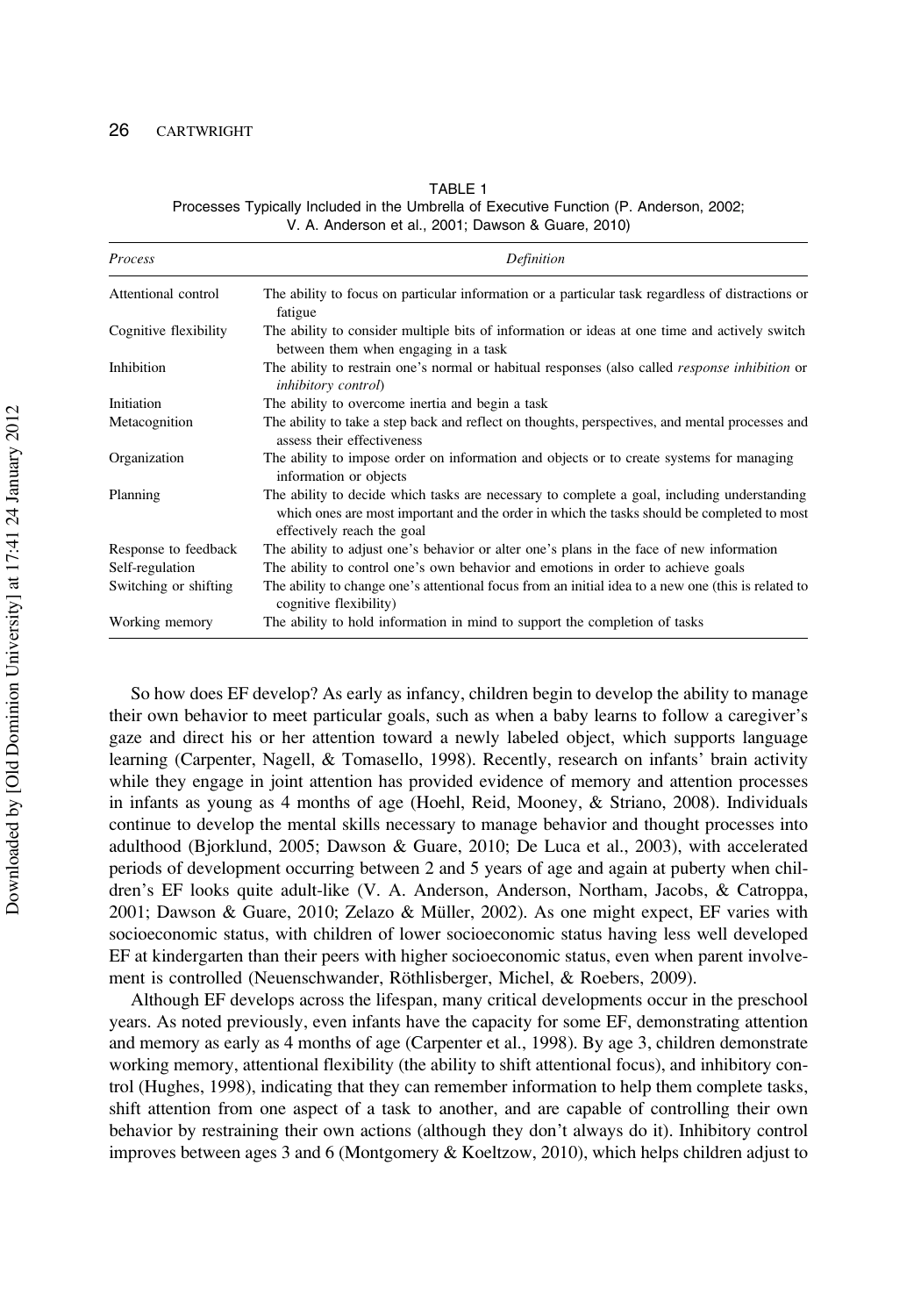TABLE 1
Processes Typically Included in the Umbrella of Executive Function (P. Anderson, 2002; V. A. Anderson et al., 2001; Dawson & Guare, 2010)

| *Process* | *Definition* |
|---|---|
| Attentional control | The ability to focus on particular information or a particular task regardless of distractions or fatigue |
| Cognitive flexibility | The ability to consider multiple bits of information or ideas at one time and actively switch between them when engaging in a task |
| Inhibition | The ability to restrain one's normal or habitual responses (also called *response inhibition* or *inhibitory control*) |
| Initiation | The ability to overcome inertia and begin a task |
| Metacognition | The ability to take a step back and reflect on thoughts, perspectives, and mental processes and assess their effectiveness |
| Organization | The ability to impose order on information and objects or to create systems for managing information or objects |
| Planning | The ability to decide which tasks are necessary to complete a goal, including understanding which ones are most important and the order in which the tasks should be completed to most effectively reach the goal |
| Response to feedback | The ability to adjust one's behavior or alter one's plans in the face of new information |
| Self-regulation | The ability to control one's own behavior and emotions in order to achieve goals |
| Switching or shifting | The ability to change one's attentional focus from an initial idea to a new one (this is related to cognitive flexibility) |
| Working memory | The ability to hold information in mind to support the completion of tasks |

So how does EF develop? As early as infancy, children begin to develop the ability to manage their own behavior to meet particular goals, such as when a baby learns to follow a caregiver's gaze and direct his or her attention toward a newly labeled object, which supports language learning (Carpenter, Nagell, & Tomasello, 1998). Recently, research on infants' brain activity while they engage in joint attention has provided evidence of memory and attention processes in infants as young as 4 months of age (Hoehl, Reid, Mooney, & Striano, 2008). Individuals continue to develop the mental skills necessary to manage behavior and thought processes into adulthood (Bjorklund, 2005; Dawson & Guare, 2010; De Luca et al., 2003), with accelerated periods of development occurring between 2 and 5 years of age and again at puberty when children's EF looks quite adult-like (V. A. Anderson, Anderson, Northam, Jacobs, & Catroppa, 2001; Dawson & Guare, 2010; Zelazo & Müller, 2002). As one might expect, EF varies with socioeconomic status, with children of lower socioeconomic status having less well developed EF at kindergarten than their peers with higher socioeconomic status, even when parent involvement is controlled (Neuenschwander, Röthlisberger, Michel, & Roebers, 2009).

Although EF develops across the lifespan, many critical developments occur in the preschool years. As noted previously, even infants have the capacity for some EF, demonstrating attention and memory as early as 4 months of age (Carpenter et al., 1998). By age 3, children demonstrate working memory, attentional flexibility (the ability to shift attentional focus), and inhibitory control (Hughes, 1998), indicating that they can remember information to help them complete tasks, shift attention from one aspect of a task to another, and are capable of controlling their own behavior by restraining their own actions (although they don't always do it). Inhibitory control improves between ages 3 and 6 (Montgomery & Koeltzow, 2010), which helps children adjust to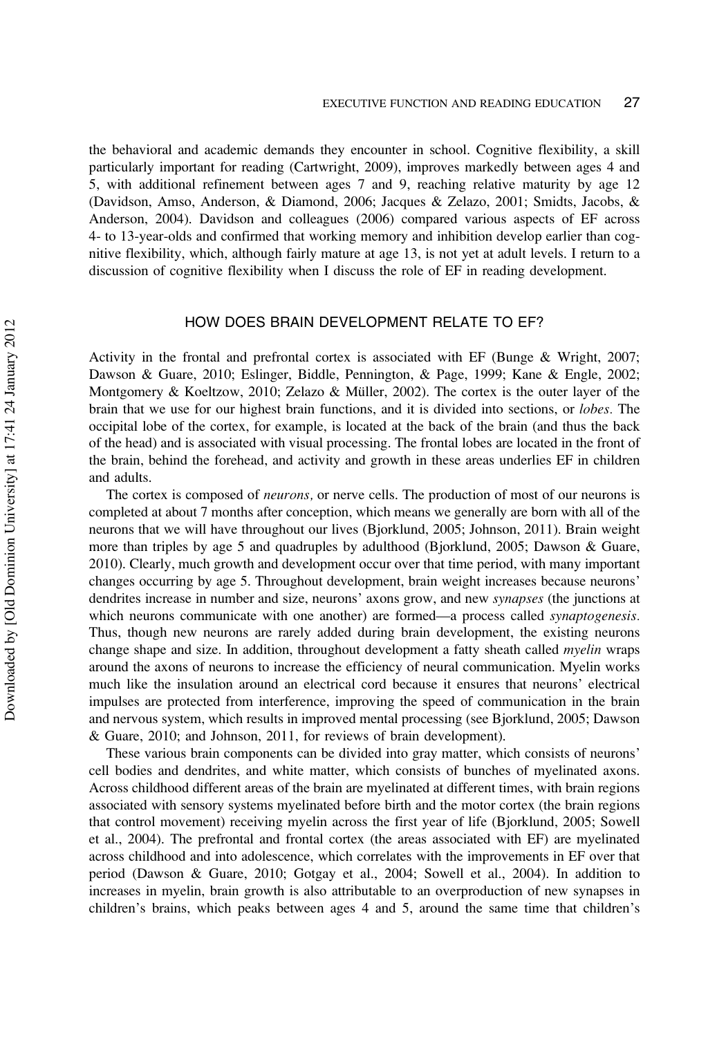the behavioral and academic demands they encounter in school. Cognitive flexibility, a skill particularly important for reading (Cartwright, 2009), improves markedly between ages 4 and 5, with additional refinement between ages 7 and 9, reaching relative maturity by age 12 (Davidson, Amso, Anderson, & Diamond, 2006; Jacques & Zelazo, 2001; Smidts, Jacobs, & Anderson, 2004). Davidson and colleagues (2006) compared various aspects of EF across 4- to 13-year-olds and confirmed that working memory and inhibition develop earlier than cognitive flexibility, which, although fairly mature at age 13, is not yet at adult levels. I return to a discussion of cognitive flexibility when I discuss the role of EF in reading development.

## HOW DOES BRAIN DEVELOPMENT RELATE TO EF?

Activity in the frontal and prefrontal cortex is associated with EF (Bunge & Wright, 2007; Dawson & Guare, 2010; Eslinger, Biddle, Pennington, & Page, 1999; Kane & Engle, 2002; Montgomery & Koeltzow, 2010; Zelazo & Müller, 2002). The cortex is the outer layer of the brain that we use for our highest brain functions, and it is divided into sections, or *lobes.* The occipital lobe of the cortex, for example, is located at the back of the brain (and thus the back of the head) and is associated with visual processing. The frontal lobes are located in the front of the brain, behind the forehead, and activity and growth in these areas underlies EF in children and adults.

The cortex is composed of *neurons,* or nerve cells. The production of most of our neurons is completed at about 7 months after conception, which means we generally are born with all of the neurons that we will have throughout our lives (Bjorklund, 2005; Johnson, 2011). Brain weight more than triples by age 5 and quadruples by adulthood (Bjorklund, 2005; Dawson & Guare, 2010). Clearly, much growth and development occur over that time period, with many important changes occurring by age 5. Throughout development, brain weight increases because neurons' dendrites increase in number and size, neurons' axons grow, and new *synapses* (the junctions at which neurons communicate with one another) are formed—a process called *synaptogenesis.* Thus, though new neurons are rarely added during brain development, the existing neurons change shape and size. In addition, throughout development a fatty sheath called *myelin* wraps around the axons of neurons to increase the efficiency of neural communication. Myelin works much like the insulation around an electrical cord because it ensures that neurons' electrical impulses are protected from interference, improving the speed of communication in the brain and nervous system, which results in improved mental processing (see Bjorklund, 2005; Dawson & Guare, 2010; and Johnson, 2011, for reviews of brain development).

These various brain components can be divided into gray matter, which consists of neurons' cell bodies and dendrites, and white matter, which consists of bunches of myelinated axons. Across childhood different areas of the brain are myelinated at different times, with brain regions associated with sensory systems myelinated before birth and the motor cortex (the brain regions that control movement) receiving myelin across the first year of life (Bjorklund, 2005; Sowell et al., 2004). The prefrontal and frontal cortex (the areas associated with EF) are myelinated across childhood and into adolescence, which correlates with the improvements in EF over that period (Dawson & Guare, 2010; Gotgay et al., 2004; Sowell et al., 2004). In addition to increases in myelin, brain growth is also attributable to an overproduction of new synapses in children's brains, which peaks between ages 4 and 5, around the same time that children's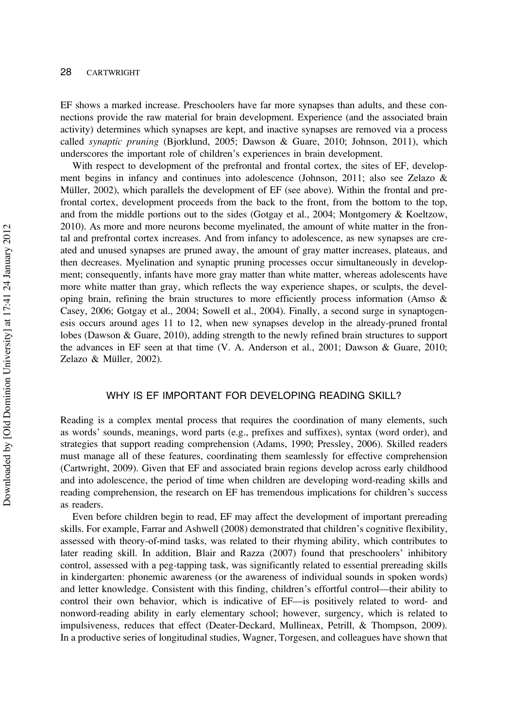EF shows a marked increase. Preschoolers have far more synapses than adults, and these connections provide the raw material for brain development. Experience (and the associated brain activity) determines which synapses are kept, and inactive synapses are removed via a process called *synaptic pruning* (Bjorklund, 2005; Dawson & Guare, 2010; Johnson, 2011), which underscores the important role of children's experiences in brain development.

With respect to development of the prefrontal and frontal cortex, the sites of EF, development begins in infancy and continues into adolescence (Johnson, 2011; also see Zelazo & Müller, 2002), which parallels the development of EF (see above). Within the frontal and prefrontal cortex, development proceeds from the back to the front, from the bottom to the top, and from the middle portions out to the sides (Gotgay et al., 2004; Montgomery & Koeltzow, 2010). As more and more neurons become myelinated, the amount of white matter in the frontal and prefrontal cortex increases. And from infancy to adolescence, as new synapses are created and unused synapses are pruned away, the amount of gray matter increases, plateaus, and then decreases. Myelination and synaptic pruning processes occur simultaneously in development; consequently, infants have more gray matter than white matter, whereas adolescents have more white matter than gray, which reflects the way experience shapes, or sculpts, the developing brain, refining the brain structures to more efficiently process information (Amso & Casey, 2006; Gotgay et al., 2004; Sowell et al., 2004). Finally, a second surge in synaptogenesis occurs around ages 11 to 12, when new synapses develop in the already-pruned frontal lobes (Dawson & Guare, 2010), adding strength to the newly refined brain structures to support the advances in EF seen at that time (V. A. Anderson et al., 2001; Dawson & Guare, 2010; Zelazo & Müller, 2002).

## WHY IS EF IMPORTANT FOR DEVELOPING READING SKILL?

Reading is a complex mental process that requires the coordination of many elements, such as words' sounds, meanings, word parts (e.g., prefixes and suffixes), syntax (word order), and strategies that support reading comprehension (Adams, 1990; Pressley, 2006). Skilled readers must manage all of these features, coordinating them seamlessly for effective comprehension (Cartwright, 2009). Given that EF and associated brain regions develop across early childhood and into adolescence, the period of time when children are developing word-reading skills and reading comprehension, the research on EF has tremendous implications for children's success as readers.

Even before children begin to read, EF may affect the development of important prereading skills. For example, Farrar and Ashwell (2008) demonstrated that children's cognitive flexibility, assessed with theory-of-mind tasks, was related to their rhyming ability, which contributes to later reading skill. In addition, Blair and Razza (2007) found that preschoolers' inhibitory control, assessed with a peg-tapping task, was significantly related to essential prereading skills in kindergarten: phonemic awareness (or the awareness of individual sounds in spoken words) and letter knowledge. Consistent with this finding, children's effortful control—their ability to control their own behavior, which is indicative of EF—is positively related to word- and nonword-reading ability in early elementary school; however, surgency, which is related to impulsiveness, reduces that effect (Deater-Deckard, Mullineax, Petrill, & Thompson, 2009). In a productive series of longitudinal studies, Wagner, Torgesen, and colleagues have shown that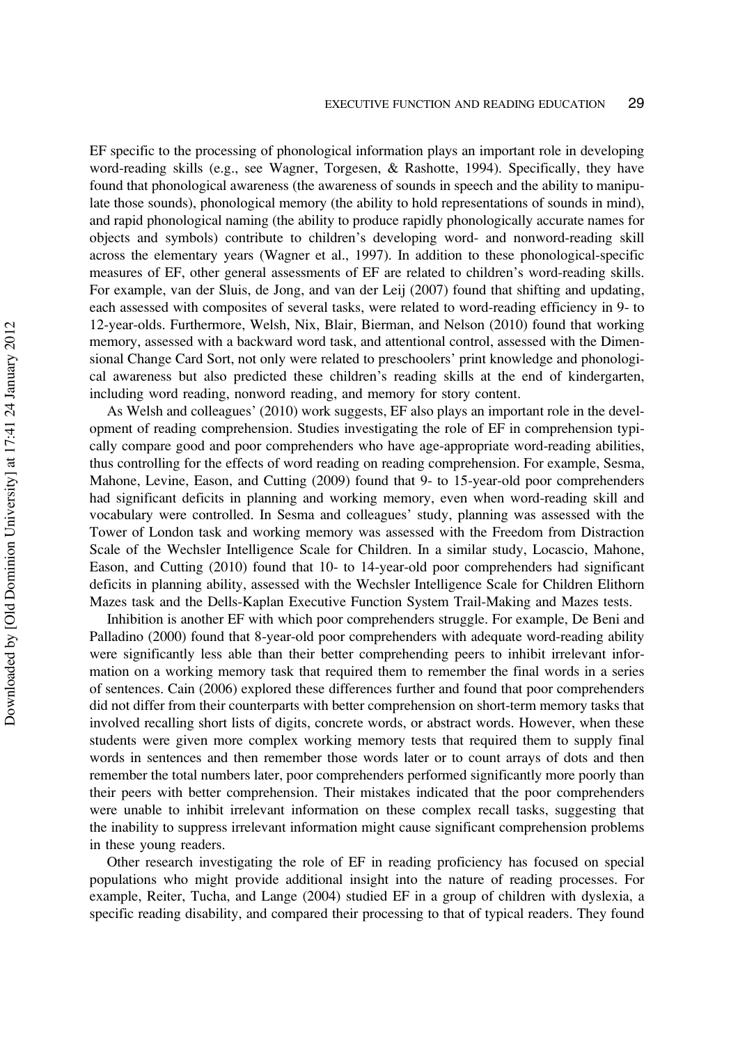EF specific to the processing of phonological information plays an important role in developing word-reading skills (e.g., see Wagner, Torgesen, & Rashotte, 1994). Specifically, they have found that phonological awareness (the awareness of sounds in speech and the ability to manipulate those sounds), phonological memory (the ability to hold representations of sounds in mind), and rapid phonological naming (the ability to produce rapidly phonologically accurate names for objects and symbols) contribute to children's developing word- and nonword-reading skill across the elementary years (Wagner et al., 1997). In addition to these phonological-specific measures of EF, other general assessments of EF are related to children's word-reading skills. For example, van der Sluis, de Jong, and van der Leij (2007) found that shifting and updating, each assessed with composites of several tasks, were related to word-reading efficiency in 9- to 12-year-olds. Furthermore, Welsh, Nix, Blair, Bierman, and Nelson (2010) found that working memory, assessed with a backward word task, and attentional control, assessed with the Dimensional Change Card Sort, not only were related to preschoolers' print knowledge and phonological awareness but also predicted these children's reading skills at the end of kindergarten, including word reading, nonword reading, and memory for story content.

As Welsh and colleagues' (2010) work suggests, EF also plays an important role in the development of reading comprehension. Studies investigating the role of EF in comprehension typically compare good and poor comprehenders who have age-appropriate word-reading abilities, thus controlling for the effects of word reading on reading comprehension. For example, Sesma, Mahone, Levine, Eason, and Cutting (2009) found that 9- to 15-year-old poor comprehenders had significant deficits in planning and working memory, even when word-reading skill and vocabulary were controlled. In Sesma and colleagues' study, planning was assessed with the Tower of London task and working memory was assessed with the Freedom from Distraction Scale of the Wechsler Intelligence Scale for Children. In a similar study, Locascio, Mahone, Eason, and Cutting (2010) found that 10- to 14-year-old poor comprehenders had significant deficits in planning ability, assessed with the Wechsler Intelligence Scale for Children Elithorn Mazes task and the Dells-Kaplan Executive Function System Trail-Making and Mazes tests.

Inhibition is another EF with which poor comprehenders struggle. For example, De Beni and Palladino (2000) found that 8-year-old poor comprehenders with adequate word-reading ability were significantly less able than their better comprehending peers to inhibit irrelevant information on a working memory task that required them to remember the final words in a series of sentences. Cain (2006) explored these differences further and found that poor comprehenders did not differ from their counterparts with better comprehension on short-term memory tasks that involved recalling short lists of digits, concrete words, or abstract words. However, when these students were given more complex working memory tests that required them to supply final words in sentences and then remember those words later or to count arrays of dots and then remember the total numbers later, poor comprehenders performed significantly more poorly than their peers with better comprehension. Their mistakes indicated that the poor comprehenders were unable to inhibit irrelevant information on these complex recall tasks, suggesting that the inability to suppress irrelevant information might cause significant comprehension problems in these young readers.

Other research investigating the role of EF in reading proficiency has focused on special populations who might provide additional insight into the nature of reading processes. For example, Reiter, Tucha, and Lange (2004) studied EF in a group of children with dyslexia, a specific reading disability, and compared their processing to that of typical readers. They found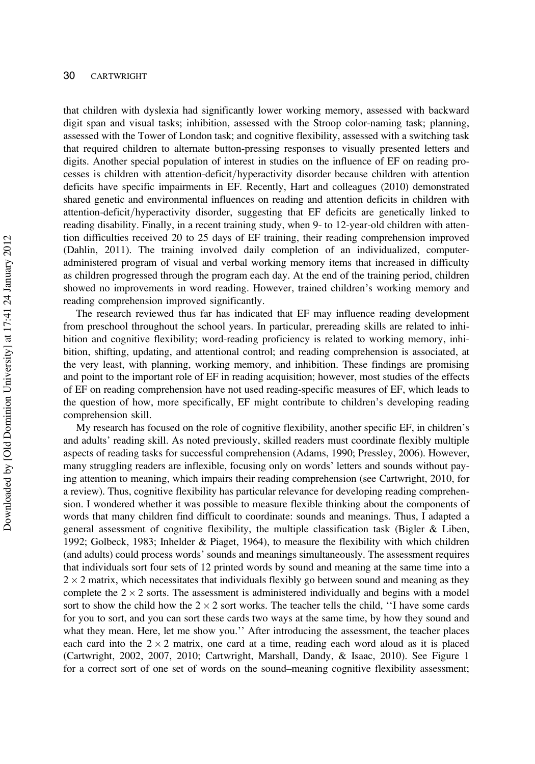that children with dyslexia had significantly lower working memory, assessed with backward digit span and visual tasks; inhibition, assessed with the Stroop color-naming task; planning, assessed with the Tower of London task; and cognitive flexibility, assessed with a switching task that required children to alternate button-pressing responses to visually presented letters and digits. Another special population of interest in studies on the influence of EF on reading processes is children with attention-deficit/hyperactivity disorder because children with attention deficits have specific impairments in EF. Recently, Hart and colleagues (2010) demonstrated shared genetic and environmental influences on reading and attention deficits in children with attention-deficit/hyperactivity disorder, suggesting that EF deficits are genetically linked to reading disability. Finally, in a recent training study, when 9- to 12-year-old children with attention difficulties received 20 to 25 days of EF training, their reading comprehension improved (Dahlin, 2011). The training involved daily completion of an individualized, computer-administered program of visual and verbal working memory items that increased in difficulty as children progressed through the program each day. At the end of the training period, children showed no improvements in word reading. However, trained children's working memory and reading comprehension improved significantly.

The research reviewed thus far has indicated that EF may influence reading development from preschool throughout the school years. In particular, prereading skills are related to inhibition and cognitive flexibility; word-reading proficiency is related to working memory, inhibition, shifting, updating, and attentional control; and reading comprehension is associated, at the very least, with planning, working memory, and inhibition. These findings are promising and point to the important role of EF in reading acquisition; however, most studies of the effects of EF on reading comprehension have not used reading-specific measures of EF, which leads to the question of how, more specifically, EF might contribute to children's developing reading comprehension skill.

My research has focused on the role of cognitive flexibility, another specific EF, in children's and adults' reading skill. As noted previously, skilled readers must coordinate flexibly multiple aspects of reading tasks for successful comprehension (Adams, 1990; Pressley, 2006). However, many struggling readers are inflexible, focusing only on words' letters and sounds without paying attention to meaning, which impairs their reading comprehension (see Cartwright, 2010, for a review). Thus, cognitive flexibility has particular relevance for developing reading comprehension. I wondered whether it was possible to measure flexible thinking about the components of words that many children find difficult to coordinate: sounds and meanings. Thus, I adapted a general assessment of cognitive flexibility, the multiple classification task (Bigler & Liben, 1992; Golbeck, 1983; Inhelder & Piaget, 1964), to measure the flexibility with which children (and adults) could process words' sounds and meanings simultaneously. The assessment requires that individuals sort four sets of 12 printed words by sound and meaning at the same time into a $2 \times 2$ matrix, which necessitates that individuals flexibly go between sound and meaning as they complete the $2 \times 2$ sorts. The assessment is administered individually and begins with a model sort to show the child how the $2 \times 2$ sort works. The teacher tells the child, ''I have some cards for you to sort, and you can sort these cards two ways at the same time, by how they sound and what they mean. Here, let me show you.'' After introducing the assessment, the teacher places each card into the $2 \times 2$ matrix, one card at a time, reading each word aloud as it is placed (Cartwright, 2002, 2007, 2010; Cartwright, Marshall, Dandy, & Isaac, 2010). See Figure 1 for a correct sort of one set of words on the sound–meaning cognitive flexibility assessment;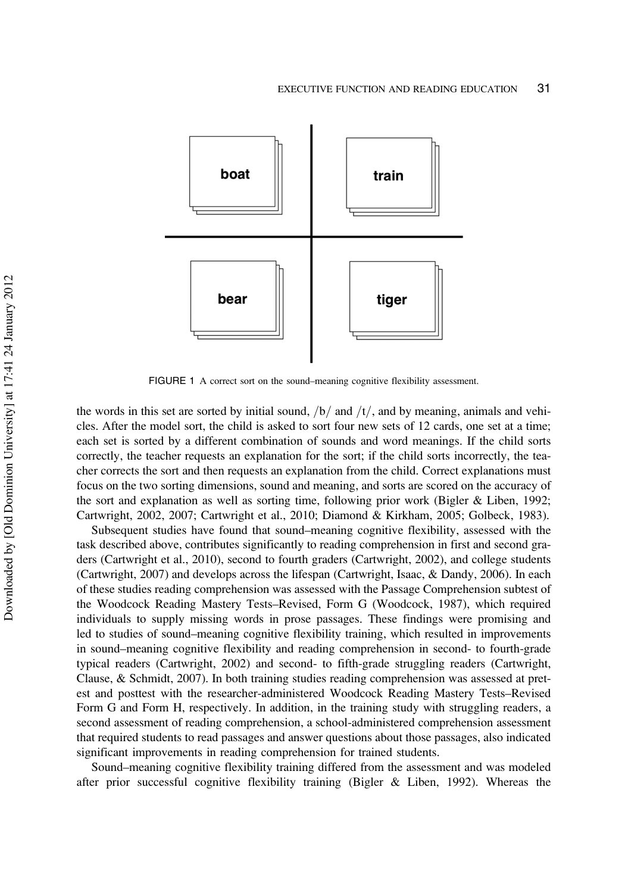FIGURE 1 A correct sort on the sound–meaning cognitive flexibility assessment.

the words in this set are sorted by initial sound, /b/ and /t/, and by meaning, animals and vehicles. After the model sort, the child is asked to sort four new sets of 12 cards, one set at a time; each set is sorted by a different combination of sounds and word meanings. If the child sorts correctly, the teacher requests an explanation for the sort; if the child sorts incorrectly, the teacher corrects the sort and then requests an explanation from the child. Correct explanations must focus on the two sorting dimensions, sound and meaning, and sorts are scored on the accuracy of the sort and explanation as well as sorting time, following prior work (Bigler & Liben, 1992; Cartwright, 2002, 2007; Cartwright et al., 2010; Diamond & Kirkham, 2005; Golbeck, 1983).

Subsequent studies have found that sound–meaning cognitive flexibility, assessed with the task described above, contributes significantly to reading comprehension in first and second graders (Cartwright et al., 2010), second to fourth graders (Cartwright, 2002), and college students (Cartwright, 2007) and develops across the lifespan (Cartwright, Isaac, & Dandy, 2006). In each of these studies reading comprehension was assessed with the Passage Comprehension subtest of the Woodcock Reading Mastery Tests–Revised, Form G (Woodcock, 1987), which required individuals to supply missing words in prose passages. These findings were promising and led to studies of sound–meaning cognitive flexibility training, which resulted in improvements in sound–meaning cognitive flexibility and reading comprehension in second- to fourth-grade typical readers (Cartwright, 2002) and second- to fifth-grade struggling readers (Cartwright, Clause, & Schmidt, 2007). In both training studies reading comprehension was assessed at pretest and posttest with the researcher-administered Woodcock Reading Mastery Tests–Revised Form G and Form H, respectively. In addition, in the training study with struggling readers, a second assessment of reading comprehension, a school-administered comprehension assessment that required students to read passages and answer questions about those passages, also indicated significant improvements in reading comprehension for trained students.

Sound–meaning cognitive flexibility training differed from the assessment and was modeled after prior successful cognitive flexibility training (Bigler & Liben, 1992). Whereas the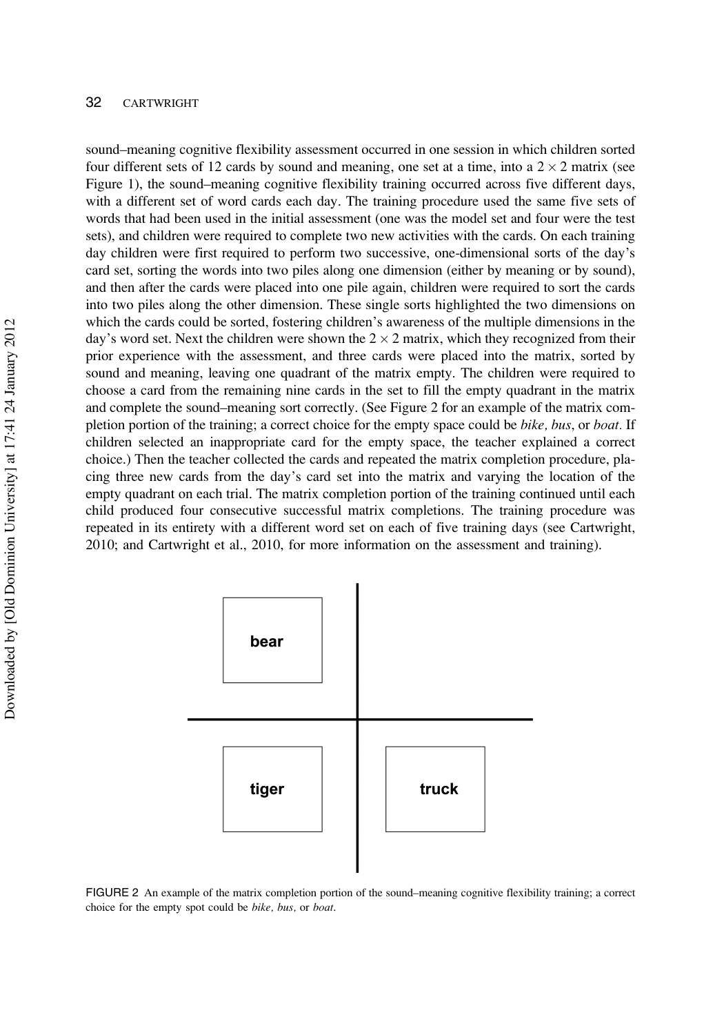sound–meaning cognitive flexibility assessment occurred in one session in which children sorted four different sets of 12 cards by sound and meaning, one set at a time, into a $2 \times 2$ matrix (see Figure 1), the sound–meaning cognitive flexibility training occurred across five different days, with a different set of word cards each day. The training procedure used the same five sets of words that had been used in the initial assessment (one was the model set and four were the test sets), and children were required to complete two new activities with the cards. On each training day children were first required to perform two successive, one-dimensional sorts of the day's card set, sorting the words into two piles along one dimension (either by meaning or by sound), and then after the cards were placed into one pile again, children were required to sort the cards into two piles along the other dimension. These single sorts highlighted the two dimensions on which the cards could be sorted, fostering children's awareness of the multiple dimensions in the day's word set. Next the children were shown the $2 \times 2$ matrix, which they recognized from their prior experience with the assessment, and three cards were placed into the matrix, sorted by sound and meaning, leaving one quadrant of the matrix empty. The children were required to choose a card from the remaining nine cards in the set to fill the empty quadrant in the matrix and complete the sound–meaning sort correctly. (See Figure 2 for an example of the matrix completion portion of the training; a correct choice for the empty space could be *bike, bus*, or *boat*. If children selected an inappropriate card for the empty space, the teacher explained a correct choice.) Then the teacher collected the cards and repeated the matrix completion procedure, placing three new cards from the day's card set into the matrix and varying the location of the empty quadrant on each trial. The matrix completion portion of the training continued until each child produced four consecutive successful matrix completions. The training procedure was repeated in its entirety with a different word set on each of five training days (see Cartwright, 2010; and Cartwright et al., 2010, for more information on the assessment and training).

bear

tiger

truck

FIGURE 2 An example of the matrix completion portion of the sound–meaning cognitive flexibility training; a correct choice for the empty spot could be *bike, bus,* or *boat*.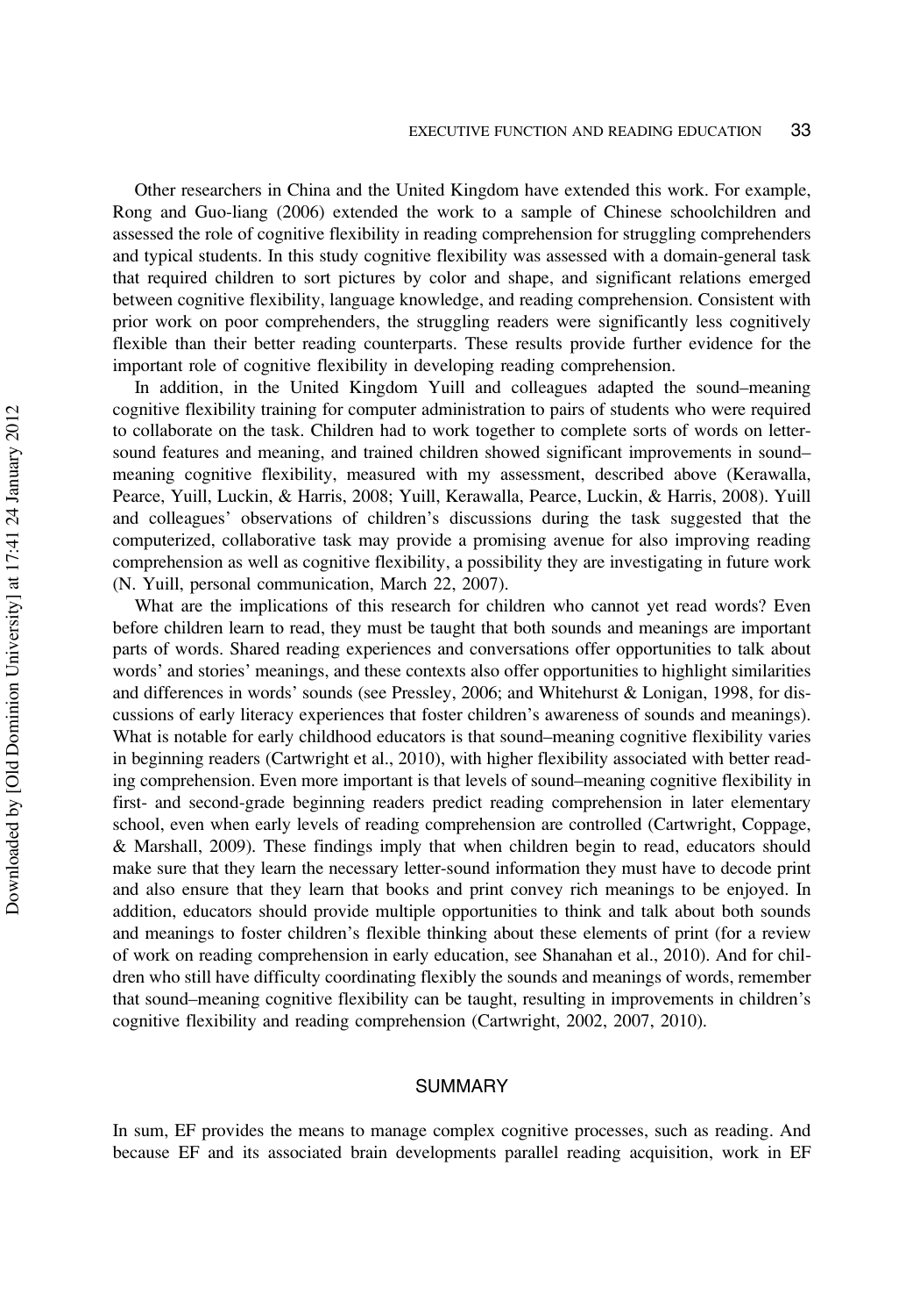Other researchers in China and the United Kingdom have extended this work. For example, Rong and Guo-liang (2006) extended the work to a sample of Chinese schoolchildren and assessed the role of cognitive flexibility in reading comprehension for struggling comprehenders and typical students. In this study cognitive flexibility was assessed with a domain-general task that required children to sort pictures by color and shape, and significant relations emerged between cognitive flexibility, language knowledge, and reading comprehension. Consistent with prior work on poor comprehenders, the struggling readers were significantly less cognitively flexible than their better reading counterparts. These results provide further evidence for the important role of cognitive flexibility in developing reading comprehension.

In addition, in the United Kingdom Yuill and colleagues adapted the sound–meaning cognitive flexibility training for computer administration to pairs of students who were required to collaborate on the task. Children had to work together to complete sorts of words on letter-sound features and meaning, and trained children showed significant improvements in sound–meaning cognitive flexibility, measured with my assessment, described above (Kerawalla, Pearce, Yuill, Luckin, & Harris, 2008; Yuill, Kerawalla, Pearce, Luckin, & Harris, 2008). Yuill and colleagues' observations of children's discussions during the task suggested that the computerized, collaborative task may provide a promising avenue for also improving reading comprehension as well as cognitive flexibility, a possibility they are investigating in future work (N. Yuill, personal communication, March 22, 2007).

What are the implications of this research for children who cannot yet read words? Even before children learn to read, they must be taught that both sounds and meanings are important parts of words. Shared reading experiences and conversations offer opportunities to talk about words' and stories' meanings, and these contexts also offer opportunities to highlight similarities and differences in words' sounds (see Pressley, 2006; and Whitehurst & Lonigan, 1998, for discussions of early literacy experiences that foster children's awareness of sounds and meanings). What is notable for early childhood educators is that sound–meaning cognitive flexibility varies in beginning readers (Cartwright et al., 2010), with higher flexibility associated with better reading comprehension. Even more important is that levels of sound–meaning cognitive flexibility in first- and second-grade beginning readers predict reading comprehension in later elementary school, even when early levels of reading comprehension are controlled (Cartwright, Coppage, & Marshall, 2009). These findings imply that when children begin to read, educators should make sure that they learn the necessary letter-sound information they must have to decode print and also ensure that they learn that books and print convey rich meanings to be enjoyed. In addition, educators should provide multiple opportunities to think and talk about both sounds and meanings to foster children's flexible thinking about these elements of print (for a review of work on reading comprehension in early education, see Shanahan et al., 2010). And for children who still have difficulty coordinating flexibly the sounds and meanings of words, remember that sound–meaning cognitive flexibility can be taught, resulting in improvements in children's cognitive flexibility and reading comprehension (Cartwright, 2002, 2007, 2010).

## SUMMARY

In sum, EF provides the means to manage complex cognitive processes, such as reading. And because EF and its associated brain developments parallel reading acquisition, work in EF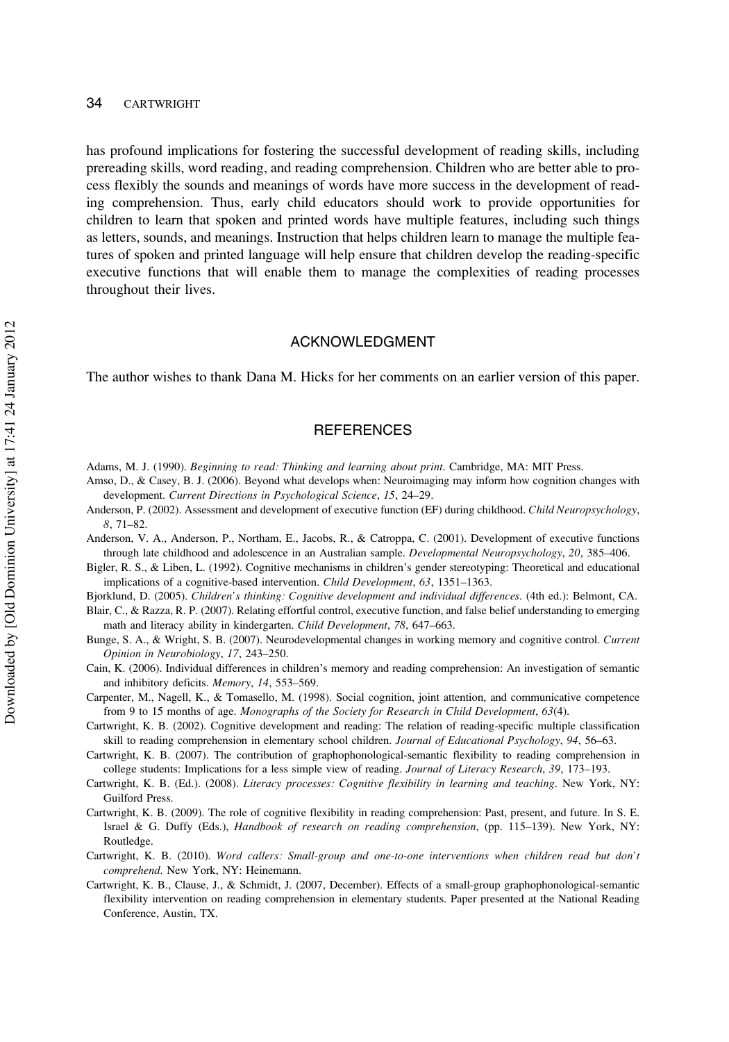has profound implications for fostering the successful development of reading skills, including prereading skills, word reading, and reading comprehension. Children who are better able to process flexibly the sounds and meanings of words have more success in the development of reading comprehension. Thus, early child educators should work to provide opportunities for children to learn that spoken and printed words have multiple features, including such things as letters, sounds, and meanings. Instruction that helps children learn to manage the multiple features of spoken and printed language will help ensure that children develop the reading-specific executive functions that will enable them to manage the complexities of reading processes throughout their lives.

## ACKNOWLEDGMENT

The author wishes to thank Dana M. Hicks for her comments on an earlier version of this paper.

## REFERENCES

Adams, M. J. (1990). *Beginning to read: Thinking and learning about print*. Cambridge, MA: MIT Press.

Amso, D., & Casey, B. J. (2006). Beyond what develops when: Neuroimaging may inform how cognition changes with development. *Current Directions in Psychological Science*, *15*, 24–29.

Anderson, P. (2002). Assessment and development of executive function (EF) during childhood. *Child Neuropsychology*, *8*, 71–82.

Anderson, V. A., Anderson, P., Northam, E., Jacobs, R., & Catroppa, C. (2001). Development of executive functions through late childhood and adolescence in an Australian sample. *Developmental Neuropsychology*, *20*, 385–406.

Bigler, R. S., & Liben, L. (1992). Cognitive mechanisms in children's gender stereotyping: Theoretical and educational implications of a cognitive-based intervention. *Child Development*, *63*, 1351–1363.

Bjorklund, D. (2005). *Children's thinking: Cognitive development and individual differences*. (4th ed.): Belmont, CA.

Blair, C., & Razza, R. P. (2007). Relating effortful control, executive function, and false belief understanding to emerging math and literacy ability in kindergarten. *Child Development*, *78*, 647–663.

Bunge, S. A., & Wright, S. B. (2007). Neurodevelopmental changes in working memory and cognitive control. *Current Opinion in Neurobiology*, *17*, 243–250.

Cain, K. (2006). Individual differences in children's memory and reading comprehension: An investigation of semantic and inhibitory deficits. *Memory*, *14*, 553–569.

Carpenter, M., Nagell, K., & Tomasello, M. (1998). Social cognition, joint attention, and communicative competence from 9 to 15 months of age. *Monographs of the Society for Research in Child Development*, *63*(4).

Cartwright, K. B. (2002). Cognitive development and reading: The relation of reading-specific multiple classification skill to reading comprehension in elementary school children. *Journal of Educational Psychology*, *94*, 56–63.

Cartwright, K. B. (2007). The contribution of graphophonological-semantic flexibility to reading comprehension in college students: Implications for a less simple view of reading. *Journal of Literacy Research*, *39*, 173–193.

Cartwright, K. B. (Ed.). (2008). *Literacy processes: Cognitive flexibility in learning and teaching*. New York, NY: Guilford Press.

Cartwright, K. B. (2009). The role of cognitive flexibility in reading comprehension: Past, present, and future. In S. E. Israel & G. Duffy (Eds.), *Handbook of research on reading comprehension*, (pp. 115–139). New York, NY: Routledge.

Cartwright, K. B. (2010). *Word callers: Small-group and one-to-one interventions when children read but don't comprehend*. New York, NY: Heinemann.

Cartwright, K. B., Clause, J., & Schmidt, J. (2007, December). Effects of a small-group graphophonological-semantic flexibility intervention on reading comprehension in elementary students. Paper presented at the National Reading Conference, Austin, TX.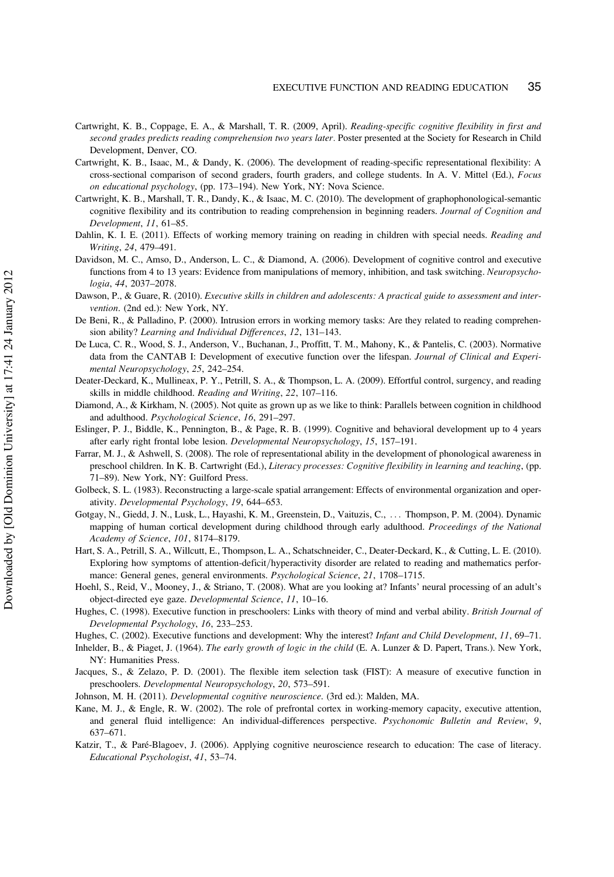Cartwright, K. B., Coppage, E. A., & Marshall, T. R. (2009, April). *Reading-specific cognitive flexibility in first and second grades predicts reading comprehension two years later*. Poster presented at the Society for Research in Child Development, Denver, CO.

Cartwright, K. B., Isaac, M., & Dandy, K. (2006). The development of reading-specific representational flexibility: A cross-sectional comparison of second graders, fourth graders, and college students. In A. V. Mittel (Ed.), *Focus on educational psychology*, (pp. 173–194). New York, NY: Nova Science.

Cartwright, K. B., Marshall, T. R., Dandy, K., & Isaac, M. C. (2010). The development of graphophonological-semantic cognitive flexibility and its contribution to reading comprehension in beginning readers. *Journal of Cognition and Development*, *11*, 61–85.

Dahlin, K. I. E. (2011). Effects of working memory training on reading in children with special needs. *Reading and Writing*, *24*, 479–491.

Davidson, M. C., Amso, D., Anderson, L. C., & Diamond, A. (2006). Development of cognitive control and executive functions from 4 to 13 years: Evidence from manipulations of memory, inhibition, and task switching. *Neuropsychologia*, *44*, 2037–2078.

Dawson, P., & Guare, R. (2010). *Executive skills in children and adolescents: A practical guide to assessment and intervention*. (2nd ed.): New York, NY.

De Beni, R., & Palladino, P. (2000). Intrusion errors in working memory tasks: Are they related to reading comprehension ability? *Learning and Individual Differences*, *12*, 131–143.

De Luca, C. R., Wood, S. J., Anderson, V., Buchanan, J., Proffitt, T. M., Mahony, K., & Pantelis, C. (2003). Normative data from the CANTAB I: Development of executive function over the lifespan. *Journal of Clinical and Experimental Neuropsychology*, *25*, 242–254.

Deater-Deckard, K., Mullineax, P. Y., Petrill, S. A., & Thompson, L. A. (2009). Effortful control, surgency, and reading skills in middle childhood. *Reading and Writing*, *22*, 107–116.

Diamond, A., & Kirkham, N. (2005). Not quite as grown up as we like to think: Parallels between cognition in childhood and adulthood. *Psychological Science*, *16*, 291–297.

Eslinger, P. J., Biddle, K., Pennington, B., & Page, R. B. (1999). Cognitive and behavioral development up to 4 years after early right frontal lobe lesion. *Developmental Neuropsychology*, *15*, 157–191.

Farrar, M. J., & Ashwell, S. (2008). The role of representational ability in the development of phonological awareness in preschool children. In K. B. Cartwright (Ed.), *Literacy processes: Cognitive flexibility in learning and teaching*, (pp. 71–89). New York, NY: Guilford Press.

Golbeck, S. L. (1983). Reconstructing a large-scale spatial arrangement: Effects of environmental organization and operativity. *Developmental Psychology*, *19*, 644–653.

Gotgay, N., Giedd, J. N., Lusk, L., Hayashi, K. M., Greenstein, D., Vaituzis, C., … Thompson, P. M. (2004). Dynamic mapping of human cortical development during childhood through early adulthood. *Proceedings of the National Academy of Science*, *101*, 8174–8179.

Hart, S. A., Petrill, S. A., Willcutt, E., Thompson, L. A., Schatschneider, C., Deater-Deckard, K., & Cutting, L. E. (2010). Exploring how symptoms of attention-deficit/hyperactivity disorder are related to reading and mathematics performance: General genes, general environments. *Psychological Science*, *21*, 1708–1715.

Hoehl, S., Reid, V., Mooney, J., & Striano, T. (2008). What are you looking at? Infants' neural processing of an adult's object-directed eye gaze. *Developmental Science*, *11*, 10–16.

Hughes, C. (1998). Executive function in preschoolers: Links with theory of mind and verbal ability. *British Journal of Developmental Psychology*, *16*, 233–253.

Hughes, C. (2002). Executive functions and development: Why the interest? *Infant and Child Development*, *11*, 69–71.

Inhelder, B., & Piaget, J. (1964). *The early growth of logic in the child* (E. A. Lunzer & D. Papert, Trans.). New York, NY: Humanities Press.

Jacques, S., & Zelazo, P. D. (2001). The flexible item selection task (FIST): A measure of executive function in preschoolers. *Developmental Neuropsychology*, *20*, 573–591.

Johnson, M. H. (2011). *Developmental cognitive neuroscience*. (3rd ed.): Malden, MA.

Kane, M. J., & Engle, R. W. (2002). The role of prefrontal cortex in working-memory capacity, executive attention, and general fluid intelligence: An individual-differences perspective. *Psychonomic Bulletin and Review*, *9*, 637–671.

Katzir, T., & Paré-Blagoev, J. (2006). Applying cognitive neuroscience research to education: The case of literacy. *Educational Psychologist*, *41*, 53–74.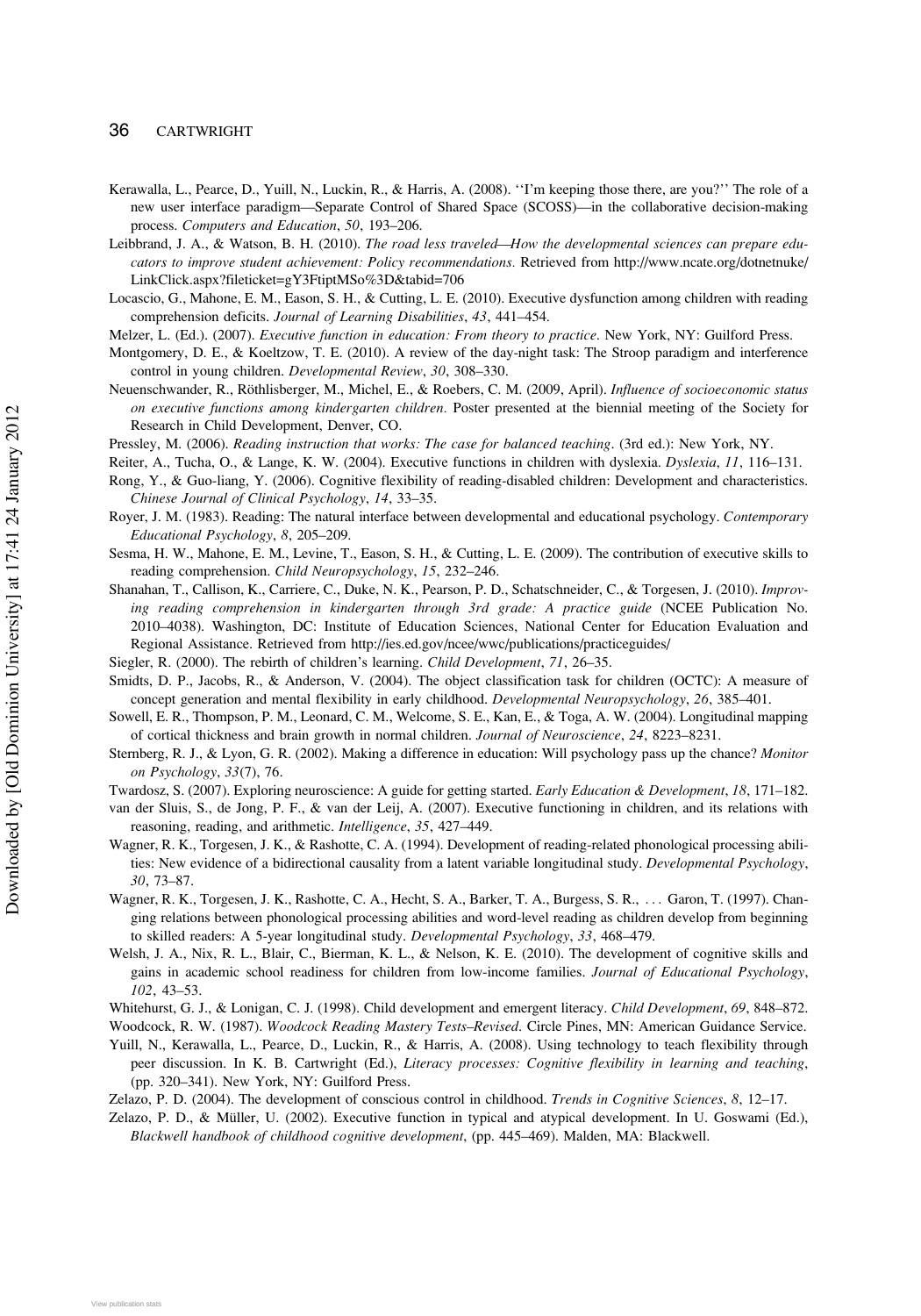Kerawalla, L., Pearce, D., Yuill, N., Luckin, R., & Harris, A. (2008). ''I'm keeping those there, are you?'' The role of a new user interface paradigm—Separate Control of Shared Space (SCOSS)—in the collaborative decision-making process. *Computers and Education*, *50*, 193–206.

Leibbrand, J. A., & Watson, B. H. (2010). *The road less traveled—How the developmental sciences can prepare educators to improve student achievement: Policy recommendations.* Retrieved from http://www.ncate.org/dotnetnuke/LinkClick.aspx?fileticket=gY3FtiptMSo%3D&tabid=706

Locascio, G., Mahone, E. M., Eason, S. H., & Cutting, L. E. (2010). Executive dysfunction among children with reading comprehension deficits. *Journal of Learning Disabilities*, *43*, 441–454.

Melzer, L. (Ed.). (2007). *Executive function in education: From theory to practice*. New York, NY: Guilford Press.

Montgomery, D. E., & Koeltzow, T. E. (2010). A review of the day-night task: The Stroop paradigm and interference control in young children. *Developmental Review*, *30*, 308–330.

Neuenschwander, R., Röthlisberger, M., Michel, E., & Roebers, C. M. (2009, April). *Influence of socioeconomic status on executive functions among kindergarten children*. Poster presented at the biennial meeting of the Society for Research in Child Development, Denver, CO.

Pressley, M. (2006). *Reading instruction that works: The case for balanced teaching*. (3rd ed.): New York, NY.

Reiter, A., Tucha, O., & Lange, K. W. (2004). Executive functions in children with dyslexia. *Dyslexia*, *11*, 116–131.

Rong, Y., & Guo-liang, Y. (2006). Cognitive flexibility of reading-disabled children: Development and characteristics. *Chinese Journal of Clinical Psychology*, *14*, 33–35.

Royer, J. M. (1983). Reading: The natural interface between developmental and educational psychology. *Contemporary Educational Psychology*, *8*, 205–209.

Sesma, H. W., Mahone, E. M., Levine, T., Eason, S. H., & Cutting, L. E. (2009). The contribution of executive skills to reading comprehension. *Child Neuropsychology*, *15*, 232–246.

Shanahan, T., Callison, K., Carriere, C., Duke, N. K., Pearson, P. D., Schatschneider, C., & Torgesen, J. (2010). *Improving reading comprehension in kindergarten through 3rd grade: A practice guide* (NCEE Publication No. 2010–4038). Washington, DC: Institute of Education Sciences, National Center for Education Evaluation and Regional Assistance. Retrieved from http://ies.ed.gov/ncee/wwc/publications/practiceguides/

Siegler, R. (2000). The rebirth of children's learning. *Child Development*, *71*, 26–35.

Smidts, D. P., Jacobs, R., & Anderson, V. (2004). The object classification task for children (OCTC): A measure of concept generation and mental flexibility in early childhood. *Developmental Neuropsychology*, *26*, 385–401.

Sowell, E. R., Thompson, P. M., Leonard, C. M., Welcome, S. E., Kan, E., & Toga, A. W. (2004). Longitudinal mapping of cortical thickness and brain growth in normal children. *Journal of Neuroscience*, *24*, 8223–8231.

Sternberg, R. J., & Lyon, G. R. (2002). Making a difference in education: Will psychology pass up the chance? *Monitor on Psychology*, *33*(7), 76.

Twardosz, S. (2007). Exploring neuroscience: A guide for getting started. *Early Education & Development*, *18*, 171–182.

van der Sluis, S., de Jong, P. F., & van der Leij, A. (2007). Executive functioning in children, and its relations with reasoning, reading, and arithmetic. *Intelligence*, *35*, 427–449.

Wagner, R. K., Torgesen, J. K., & Rashotte, C. A. (1994). Development of reading-related phonological processing abilities: New evidence of a bidirectional causality from a latent variable longitudinal study. *Developmental Psychology*, *30*, 73–87.

Wagner, R. K., Torgesen, J. K., Rashotte, C. A., Hecht, S. A., Barker, T. A., Burgess, S. R., . . . Garon, T. (1997). Changing relations between phonological processing abilities and word-level reading as children develop from beginning to skilled readers: A 5-year longitudinal study. *Developmental Psychology*, *33*, 468–479.

Welsh, J. A., Nix, R. L., Blair, C., Bierman, K. L., & Nelson, K. E. (2010). The development of cognitive skills and gains in academic school readiness for children from low-income families. *Journal of Educational Psychology*, *102*, 43–53.

Whitehurst, G. J., & Lonigan, C. J. (1998). Child development and emergent literacy. *Child Development*, *69*, 848–872.

Woodcock, R. W. (1987). *Woodcock Reading Mastery Tests–Revised*. Circle Pines, MN: American Guidance Service.

Yuill, N., Kerawalla, L., Pearce, D., Luckin, R., & Harris, A. (2008). Using technology to teach flexibility through peer discussion. In K. B. Cartwright (Ed.), *Literacy processes: Cognitive flexibility in learning and teaching*, (pp. 320–341). New York, NY: Guilford Press.

Zelazo, P. D. (2004). The development of conscious control in childhood. *Trends in Cognitive Sciences*, *8*, 12–17.

Zelazo, P. D., & Müller, U. (2002). Executive function in typical and atypical development. In U. Goswami (Ed.), *Blackwell handbook of childhood cognitive development*, (pp. 445–469). Malden, MA: Blackwell.